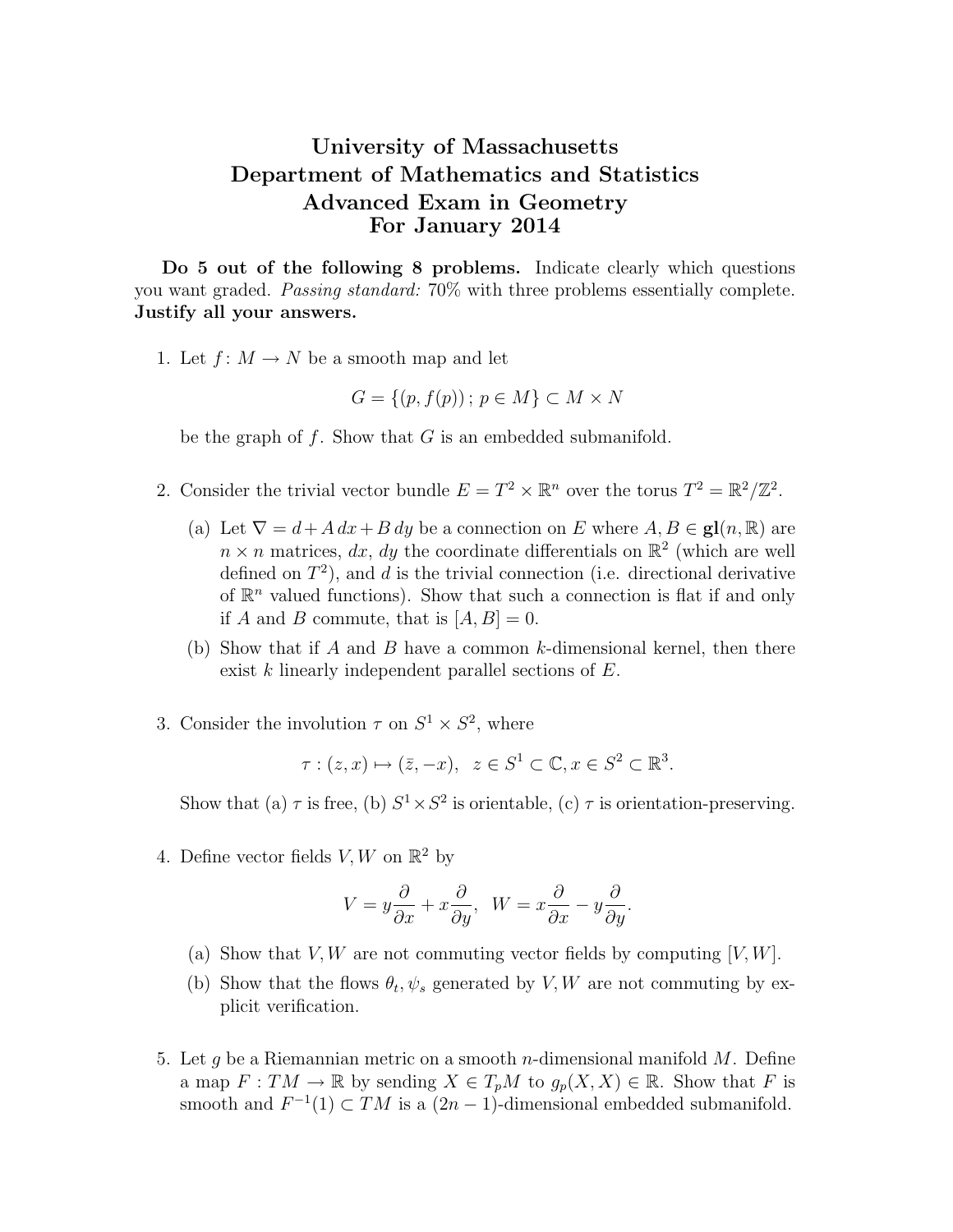# University of Massachusetts
# Department of Mathematics and Statistics
# Advanced Exam in Geometry
# For January 2014

**Do 5 out of the following 8 problems.** Indicate clearly which questions you want graded. *Passing standard:* 70% with three problems essentially complete. **Justify all your answers.**

1. Let $f\colon M \to N$ be a smooth map and let

$$G = \{(p, f(p))\,;\, p \in M\} \subset M \times N$$

be the graph of $f$. Show that $G$ is an embedded submanifold.

2. Consider the trivial vector bundle $E = T^2 \times \mathbb{R}^n$ over the torus $T^2 = \mathbb{R}^2/\mathbb{Z}^2$.

   (a) Let $\nabla = d + A\,dx + B\,dy$ be a connection on $E$ where $A, B \in \mathbf{gl}(n, \mathbb{R})$ are $n \times n$ matrices, $dx$, $dy$ the coordinate differentials on $\mathbb{R}^2$ (which are well defined on $T^2$), and $d$ is the trivial connection (i.e. directional derivative of $\mathbb{R}^n$ valued functions). Show that such a connection is flat if and only if $A$ and $B$ commute, that is $[A, B] = 0$.

   (b) Show that if $A$ and $B$ have a common $k$-dimensional kernel, then there exist $k$ linearly independent parallel sections of $E$.

3. Consider the involution $\tau$ on $S^1 \times S^2$, where

$$\tau : (z, x) \mapsto (\bar{z}, -x), \quad z \in S^1 \subset \mathbb{C}, x \in S^2 \subset \mathbb{R}^3.$$

Show that (a) $\tau$ is free, (b) $S^1 \times S^2$ is orientable, (c) $\tau$ is orientation-preserving.

4. Define vector fields $V, W$ on $\mathbb{R}^2$ by

$$V = y\frac{\partial}{\partial x} + x\frac{\partial}{\partial y}, \quad W = x\frac{\partial}{\partial x} - y\frac{\partial}{\partial y}.$$

   (a) Show that $V, W$ are not commuting vector fields by computing $[V, W]$.

   (b) Show that the flows $\theta_t, \psi_s$ generated by $V, W$ are not commuting by explicit verification.

5. Let $g$ be a Riemannian metric on a smooth $n$-dimensional manifold $M$. Define a map $F : TM \to \mathbb{R}$ by sending $X \in T_pM$ to $g_p(X, X) \in \mathbb{R}$. Show that $F$ is smooth and $F^{-1}(1) \subset TM$ is a $(2n-1)$-dimensional embedded submanifold.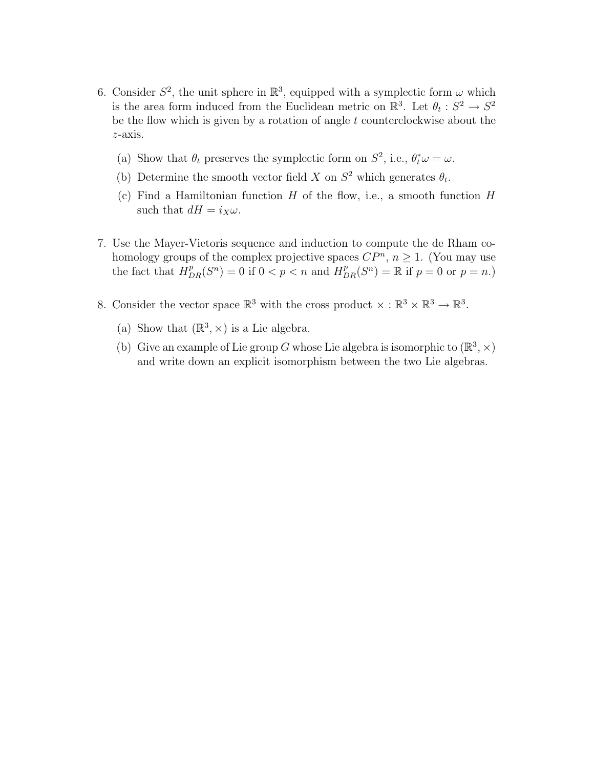6. Consider $S^2$, the unit sphere in $\mathbb{R}^3$, equipped with a symplectic form $\omega$ which is the area form induced from the Euclidean metric on $\mathbb{R}^3$. Let $\theta_t : S^2 \to S^2$ be the flow which is given by a rotation of angle $t$ counterclockwise about the $z$-axis.

   (a) Show that $\theta_t$ preserves the symplectic form on $S^2$, i.e., $\theta_t^* \omega = \omega$.

   (b) Determine the smooth vector field $X$ on $S^2$ which generates $\theta_t$.

   (c) Find a Hamiltonian function $H$ of the flow, i.e., a smooth function $H$ such that $dH = i_X \omega$.

7. Use the Mayer-Vietoris sequence and induction to compute the de Rham cohomology groups of the complex projective spaces $CP^n$, $n \geq 1$. (You may use the fact that $H^p_{DR}(S^n) = 0$ if $0 < p < n$ and $H^p_{DR}(S^n) = \mathbb{R}$ if $p = 0$ or $p = n$.)

8. Consider the vector space $\mathbb{R}^3$ with the cross product $\times : \mathbb{R}^3 \times \mathbb{R}^3 \to \mathbb{R}^3$.

   (a) Show that $(\mathbb{R}^3, \times)$ is a Lie algebra.

   (b) Give an example of Lie group $G$ whose Lie algebra is isomorphic to $(\mathbb{R}^3, \times)$ and write down an explicit isomorphism between the two Lie algebras.